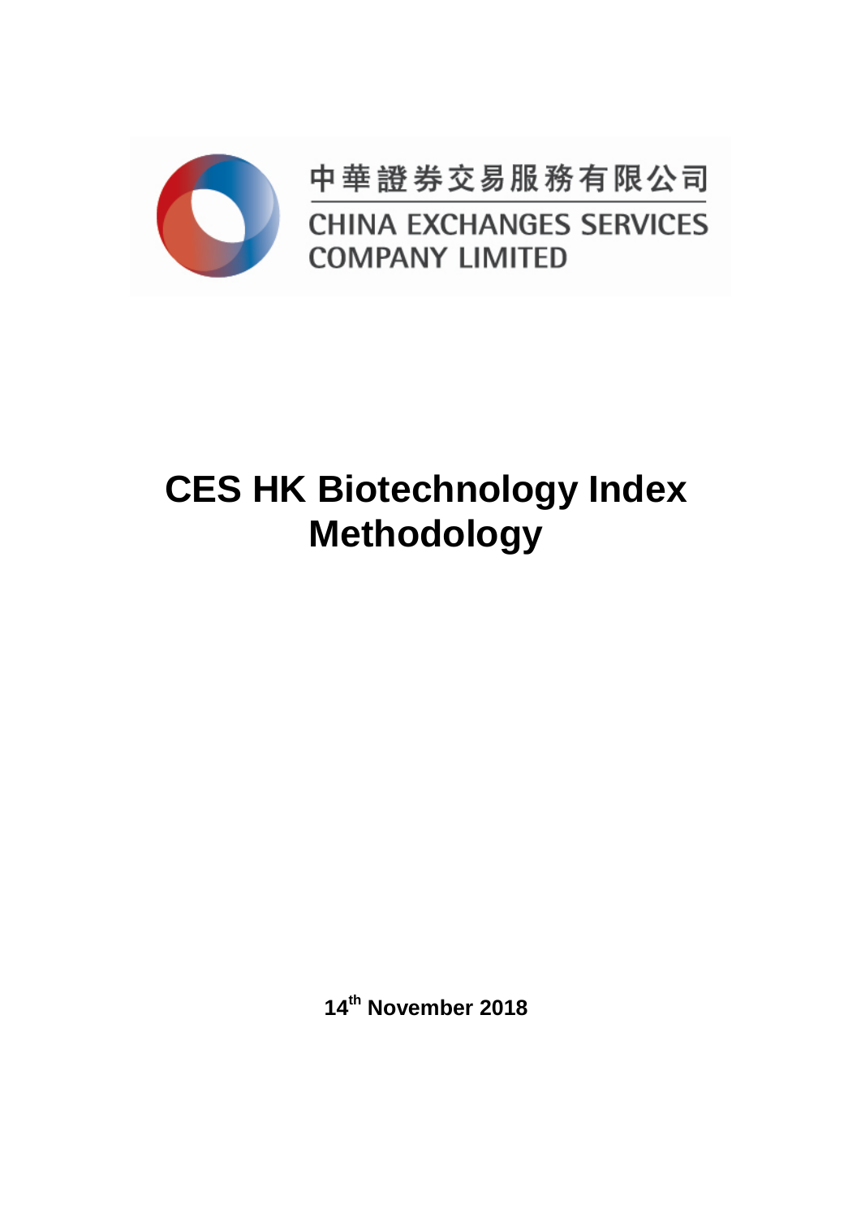中華證券交易服務有限公司

CHINA EXCHANGES SERVICES COMPANY LIMITED

# CES HK Biotechnology Index Methodology

**14th November 2018**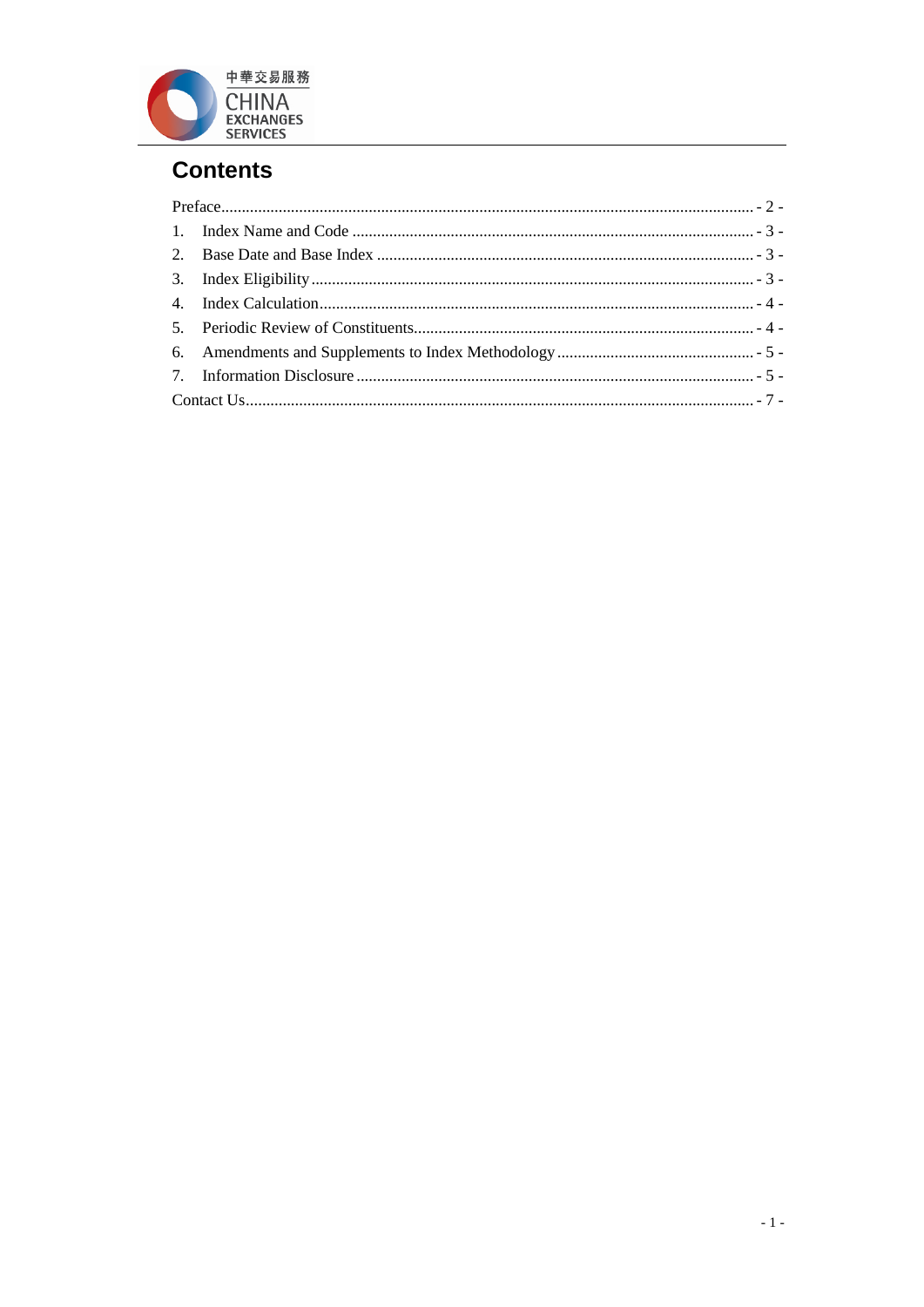## Contents

Preface................................................................................................................................ - 2 -
1. Index Name and Code ................................................................................................ - 3 -
2. Base Date and Base Index .......................................................................................... - 3 -
3. Index Eligibility.......................................................................................................... - 3 -
4. Index Calculation........................................................................................................ - 4 -
5. Periodic Review of Constituents................................................................................. - 4 -
6. Amendments and Supplements to Index Methodology ............................................... - 5 -
7. Information Disclosure ................................................................................................ - 5 -
Contact Us.......................................................................................................................... - 7 -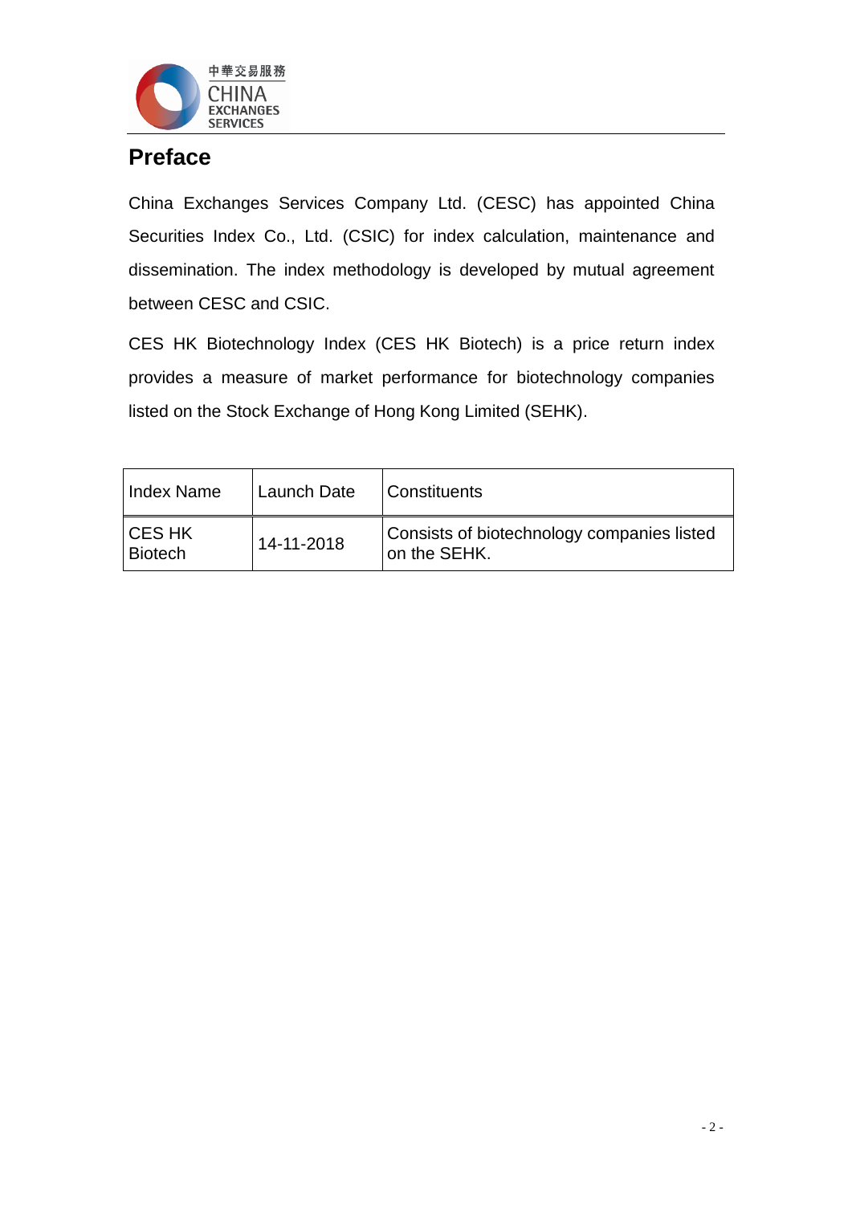## Preface

China Exchanges Services Company Ltd. (CESC) has appointed China Securities Index Co., Ltd. (CSIC) for index calculation, maintenance and dissemination. The index methodology is developed by mutual agreement between CESC and CSIC.

CES HK Biotechnology Index (CES HK Biotech) is a price return index provides a measure of market performance for biotechnology companies listed on the Stock Exchange of Hong Kong Limited (SEHK).

| Index Name | Launch Date | Constituents |
|---|---|---|
| CES HK Biotech | 14-11-2018 | Consists of biotechnology companies listed on the SEHK. |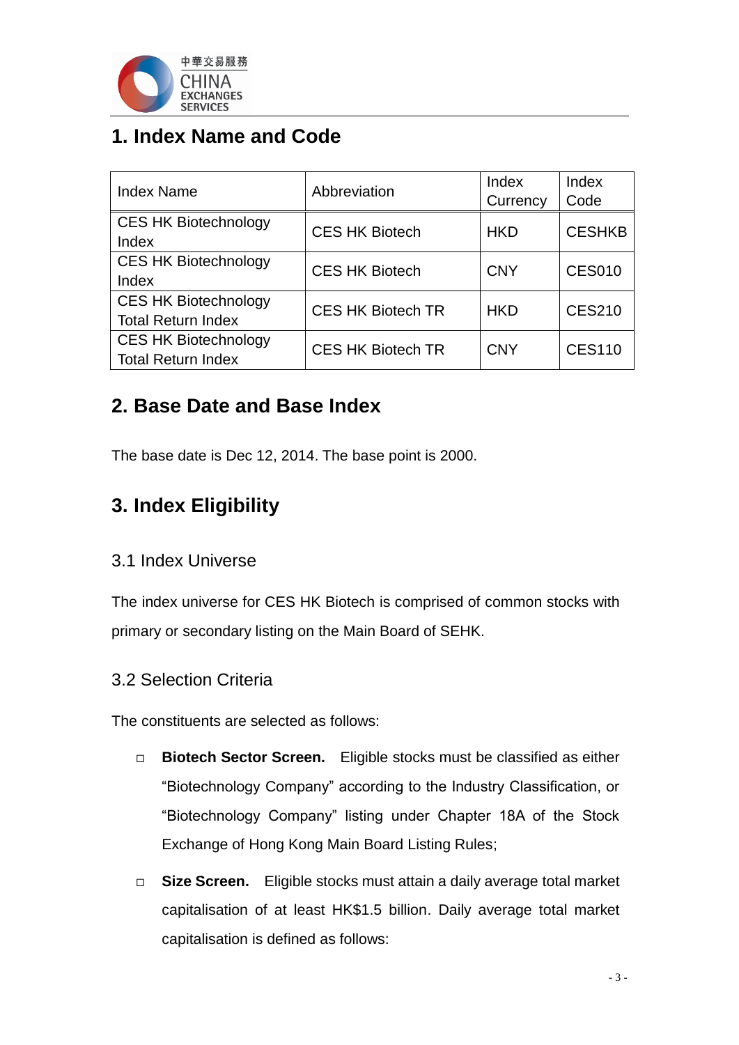## 1. Index Name and Code

| Index Name | Abbreviation | Index Currency | Index Code |
|---|---|---|---|
| CES HK Biotechnology Index | CES HK Biotech | HKD | CESHKB |
| CES HK Biotechnology Index | CES HK Biotech | CNY | CES010 |
| CES HK Biotechnology Total Return Index | CES HK Biotech TR | HKD | CES210 |
| CES HK Biotechnology Total Return Index | CES HK Biotech TR | CNY | CES110 |

## 2. Base Date and Base Index

The base date is Dec 12, 2014. The base point is 2000.

## 3. Index Eligibility

### 3.1 Index Universe

The index universe for CES HK Biotech is comprised of common stocks with primary or secondary listing on the Main Board of SEHK.

### 3.2 Selection Criteria

The constituents are selected as follows:

- **Biotech Sector Screen.** Eligible stocks must be classified as either "Biotechnology Company" according to the Industry Classification, or "Biotechnology Company" listing under Chapter 18A of the Stock Exchange of Hong Kong Main Board Listing Rules;
- **Size Screen.** Eligible stocks must attain a daily average total market capitalisation of at least HK$1.5 billion. Daily average total market capitalisation is defined as follows: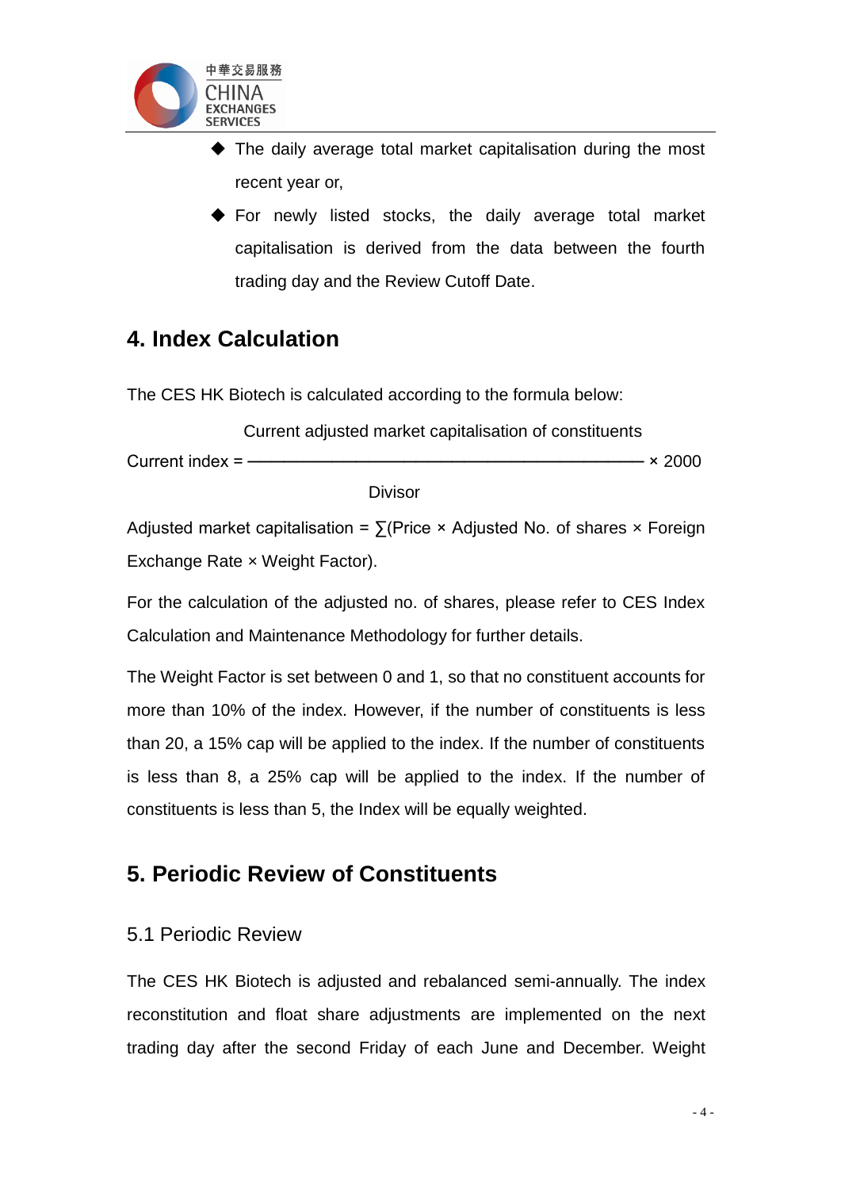- The daily average total market capitalisation during the most recent year or,
- For newly listed stocks, the daily average total market capitalisation is derived from the data between the fourth trading day and the Review Cutoff Date.

## 4. Index Calculation

The CES HK Biotech is calculated according to the formula below:

$$\text{Current index} = \frac{\text{Current adjusted market capitalisation of constituents}}{\text{Divisor}} \times 2000$$

Adjusted market capitalisation = ∑(Price × Adjusted No. of shares × Foreign Exchange Rate × Weight Factor).

For the calculation of the adjusted no. of shares, please refer to CES Index Calculation and Maintenance Methodology for further details.

The Weight Factor is set between 0 and 1, so that no constituent accounts for more than 10% of the index. However, if the number of constituents is less than 20, a 15% cap will be applied to the index. If the number of constituents is less than 8, a 25% cap will be applied to the index. If the number of constituents is less than 5, the Index will be equally weighted.

## 5. Periodic Review of Constituents

### 5.1 Periodic Review

The CES HK Biotech is adjusted and rebalanced semi-annually. The index reconstitution and float share adjustments are implemented on the next trading day after the second Friday of each June and December. Weight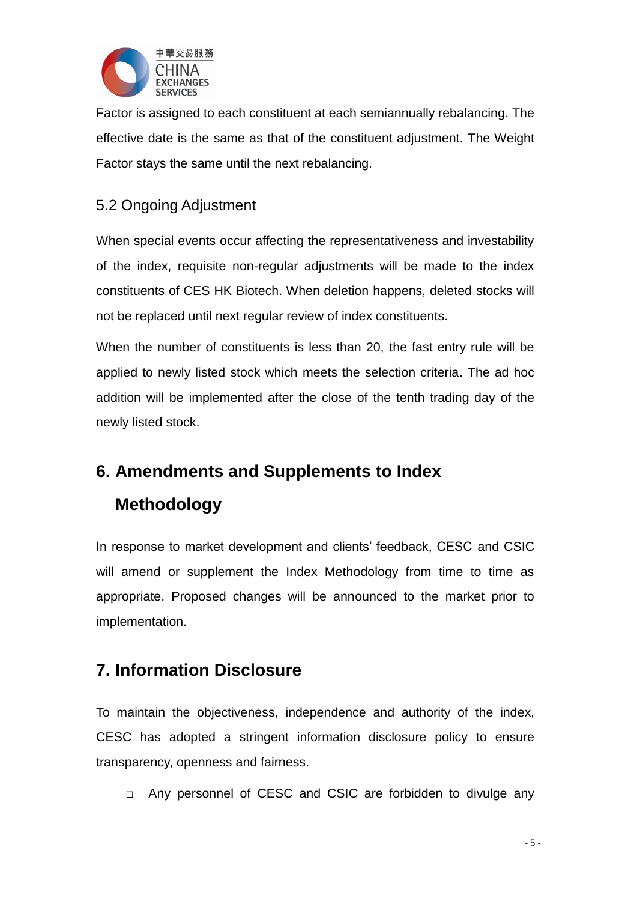Factor is assigned to each constituent at each semiannually rebalancing. The effective date is the same as that of the constituent adjustment. The Weight Factor stays the same until the next rebalancing.

### 5.2 Ongoing Adjustment

When special events occur affecting the representativeness and investability of the index, requisite non-regular adjustments will be made to the index constituents of CES HK Biotech. When deletion happens, deleted stocks will not be replaced until next regular review of index constituents.

When the number of constituents is less than 20, the fast entry rule will be applied to newly listed stock which meets the selection criteria. The ad hoc addition will be implemented after the close of the tenth trading day of the newly listed stock.

## 6. Amendments and Supplements to Index Methodology

In response to market development and clients' feedback, CESC and CSIC will amend or supplement the Index Methodology from time to time as appropriate. Proposed changes will be announced to the market prior to implementation.

## 7. Information Disclosure

To maintain the objectiveness, independence and authority of the index, CESC has adopted a stringent information disclosure policy to ensure transparency, openness and fairness.

- Any personnel of CESC and CSIC are forbidden to divulge any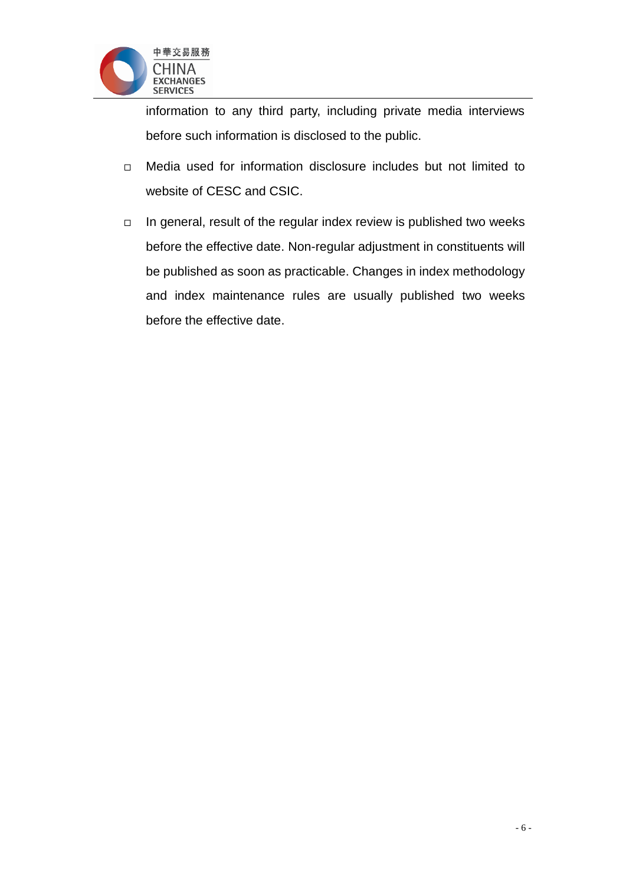information to any third party, including private media interviews before such information is disclosed to the public.

- Media used for information disclosure includes but not limited to website of CESC and CSIC.
- In general, result of the regular index review is published two weeks before the effective date. Non-regular adjustment in constituents will be published as soon as practicable. Changes in index methodology and index maintenance rules are usually published two weeks before the effective date.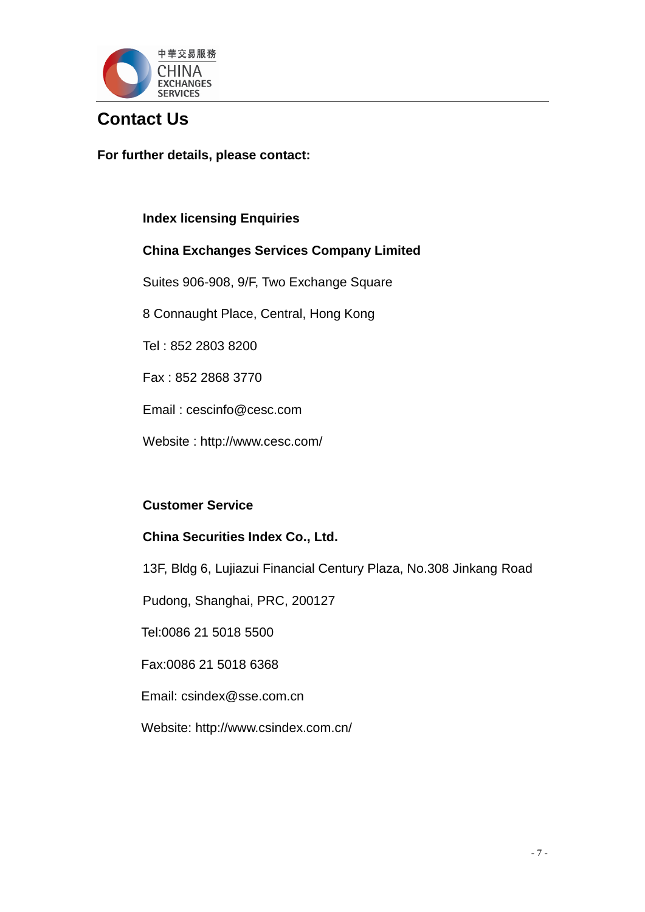# Contact Us

**For further details, please contact:**

**Index licensing Enquiries**

**China Exchanges Services Company Limited**

Suites 906-908, 9/F, Two Exchange Square

8 Connaught Place, Central, Hong Kong

Tel : 852 2803 8200

Fax : 852 2868 3770

Email : cescinfo@cesc.com

Website : http://www.cesc.com/

**Customer Service**

**China Securities Index Co., Ltd.**

13F, Bldg 6, Lujiazui Financial Century Plaza, No.308 Jinkang Road

Pudong, Shanghai, PRC, 200127

Tel:0086 21 5018 5500

Fax:0086 21 5018 6368

Email: csindex@sse.com.cn

Website: http://www.csindex.com.cn/